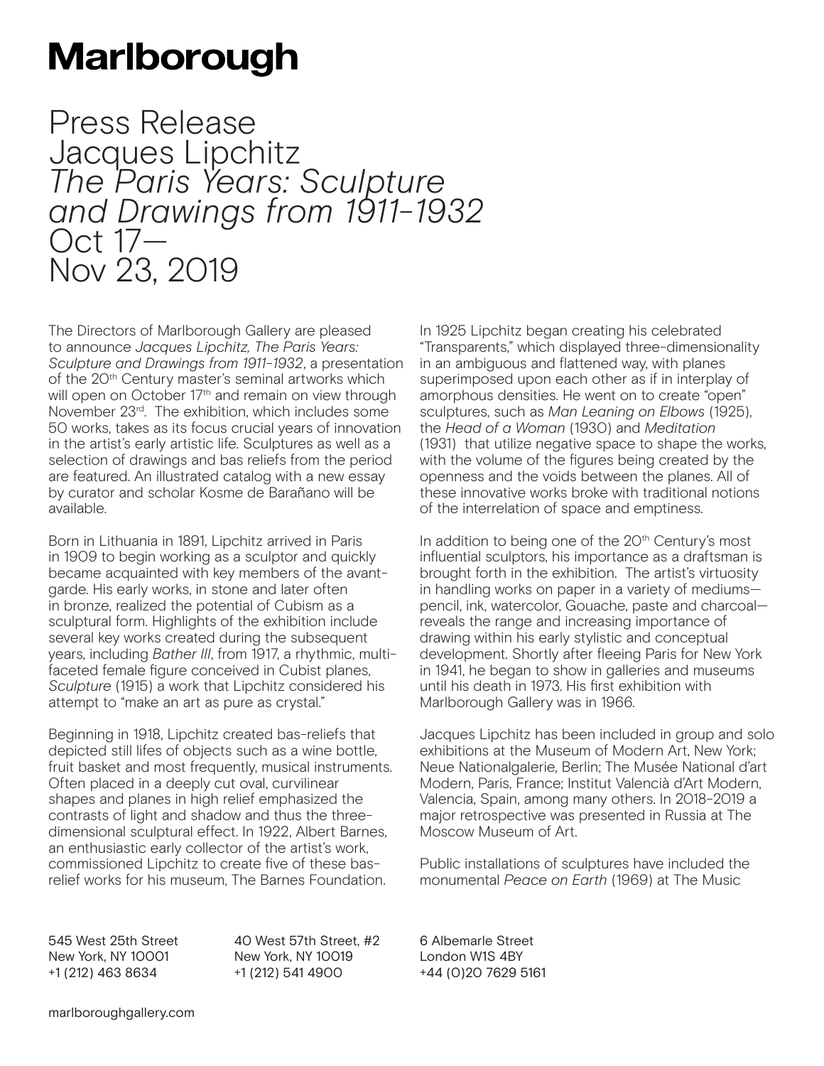# Marlborough

## Press Release
## Jacques Lipchitz
## *The Paris Years: Sculpture and Drawings from 1911-1932*
## Oct 17— Nov 23, 2019

The Directors of Marlborough Gallery are pleased to announce *Jacques Lipchitz, The Paris Years: Sculpture and Drawings from 1911-1932*, a presentation of the 20th Century master's seminal artworks which will open on October 17th and remain on view through November 23rd. The exhibition, which includes some 50 works, takes as its focus crucial years of innovation in the artist's early artistic life. Sculptures as well as a selection of drawings and bas reliefs from the period are featured. An illustrated catalog with a new essay by curator and scholar Kosme de Barañano will be available.

Born in Lithuania in 1891, Lipchitz arrived in Paris in 1909 to begin working as a sculptor and quickly became acquainted with key members of the avant-garde. His early works, in stone and later often in bronze, realized the potential of Cubism as a sculptural form. Highlights of the exhibition include several key works created during the subsequent years, including *Bather III*, from 1917, a rhythmic, multi-faceted female figure conceived in Cubist planes, *Sculpture* (1915) a work that Lipchitz considered his attempt to "make an art as pure as crystal."

Beginning in 1918, Lipchitz created bas-reliefs that depicted still lifes of objects such as a wine bottle, fruit basket and most frequently, musical instruments. Often placed in a deeply cut oval, curvilinear shapes and planes in high relief emphasized the contrasts of light and shadow and thus the three-dimensional sculptural effect. In 1922, Albert Barnes, an enthusiastic early collector of the artist's work, commissioned Lipchitz to create five of these bas-relief works for his museum, The Barnes Foundation.

In 1925 Lipchitz began creating his celebrated "Transparents," which displayed three-dimensionality in an ambiguous and flattened way, with planes superimposed upon each other as if in interplay of amorphous densities. He went on to create "open" sculptures, such as *Man Leaning on Elbows* (1925), the *Head of a Woman* (1930) and *Meditation* (1931) that utilize negative space to shape the works, with the volume of the figures being created by the openness and the voids between the planes. All of these innovative works broke with traditional notions of the interrelation of space and emptiness.

In addition to being one of the 20th Century's most influential sculptors, his importance as a draftsman is brought forth in the exhibition. The artist's virtuosity in handling works on paper in a variety of mediums—pencil, ink, watercolor, Gouache, paste and charcoal—reveals the range and increasing importance of drawing within his early stylistic and conceptual development. Shortly after fleeing Paris for New York in 1941, he began to show in galleries and museums until his death in 1973. His first exhibition with Marlborough Gallery was in 1966.

Jacques Lipchitz has been included in group and solo exhibitions at the Museum of Modern Art, New York; Neue Nationalgalerie, Berlin; The Musée National d'art Modern, Paris, France; Institut Valencià d'Art Modern, Valencia, Spain, among many others. In 2018-2019 a major retrospective was presented in Russia at The Moscow Museum of Art.

Public installations of sculptures have included the monumental *Peace on Earth* (1969) at The Music

545 West 25th Street
New York, NY 10001
+1 (212) 463 8634

40 West 57th Street, #2
New York, NY 10019
+1 (212) 541 4900

6 Albemarle Street
London W1S 4BY
+44 (0)20 7629 5161

marlboroughgallery.com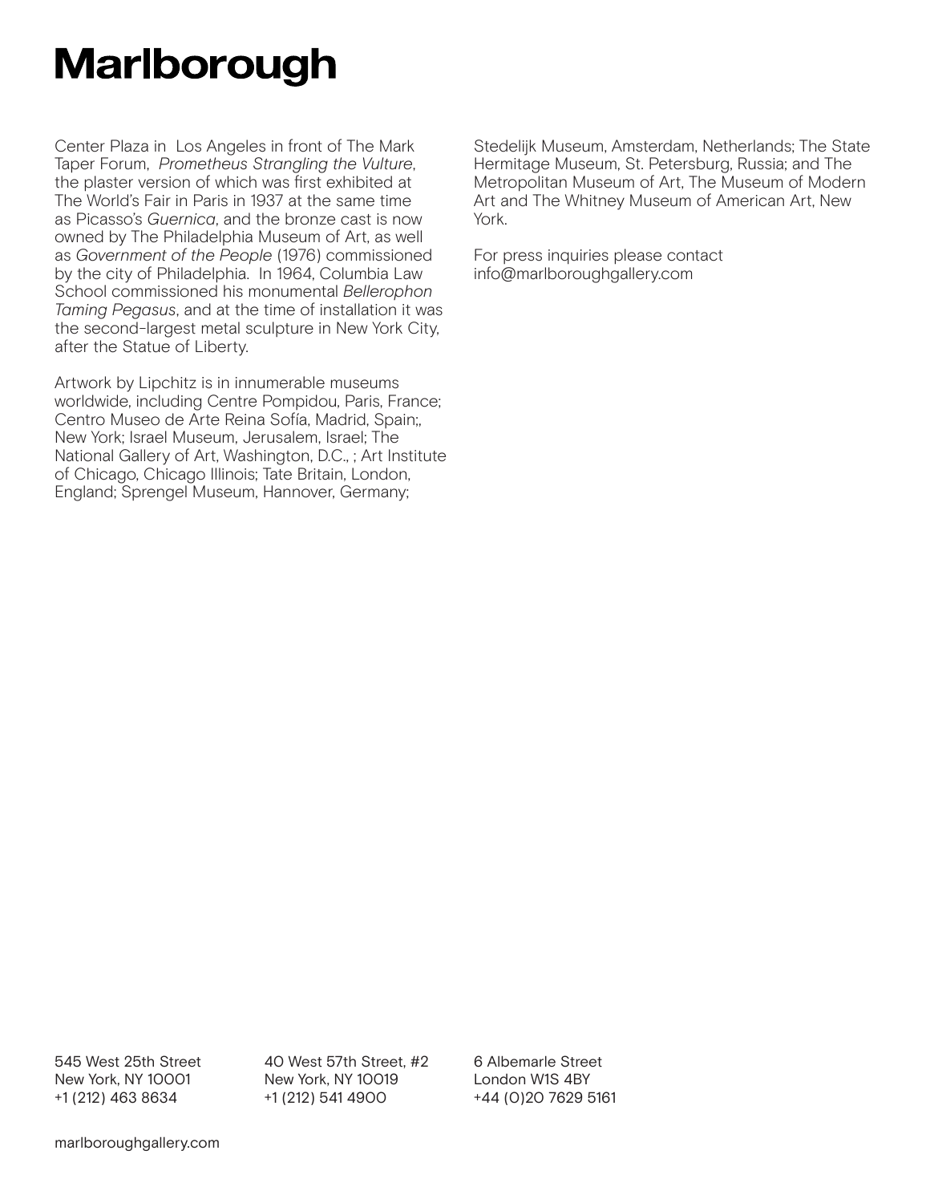Center Plaza in Los Angeles in front of The Mark Taper Forum, *Prometheus Strangling the Vulture*, the plaster version of which was first exhibited at The World's Fair in Paris in 1937 at the same time as Picasso's *Guernica*, and the bronze cast is now owned by The Philadelphia Museum of Art, as well as *Government of the People* (1976) commissioned by the city of Philadelphia. In 1964, Columbia Law School commissioned his monumental *Bellerophon Taming Pegasus*, and at the time of installation it was the second-largest metal sculpture in New York City, after the Statue of Liberty.

Artwork by Lipchitz is in innumerable museums worldwide, including Centre Pompidou, Paris, France; Centro Museo de Arte Reina Sofía, Madrid, Spain;, New York; Israel Museum, Jerusalem, Israel; The National Gallery of Art, Washington, D.C., ; Art Institute of Chicago, Chicago Illinois; Tate Britain, London, England; Sprengel Museum, Hannover, Germany; Stedelijk Museum, Amsterdam, Netherlands; The State Hermitage Museum, St. Petersburg, Russia; and The Metropolitan Museum of Art, The Museum of Modern Art and The Whitney Museum of American Art, New York.

For press inquiries please contact info@marlboroughgallery.com